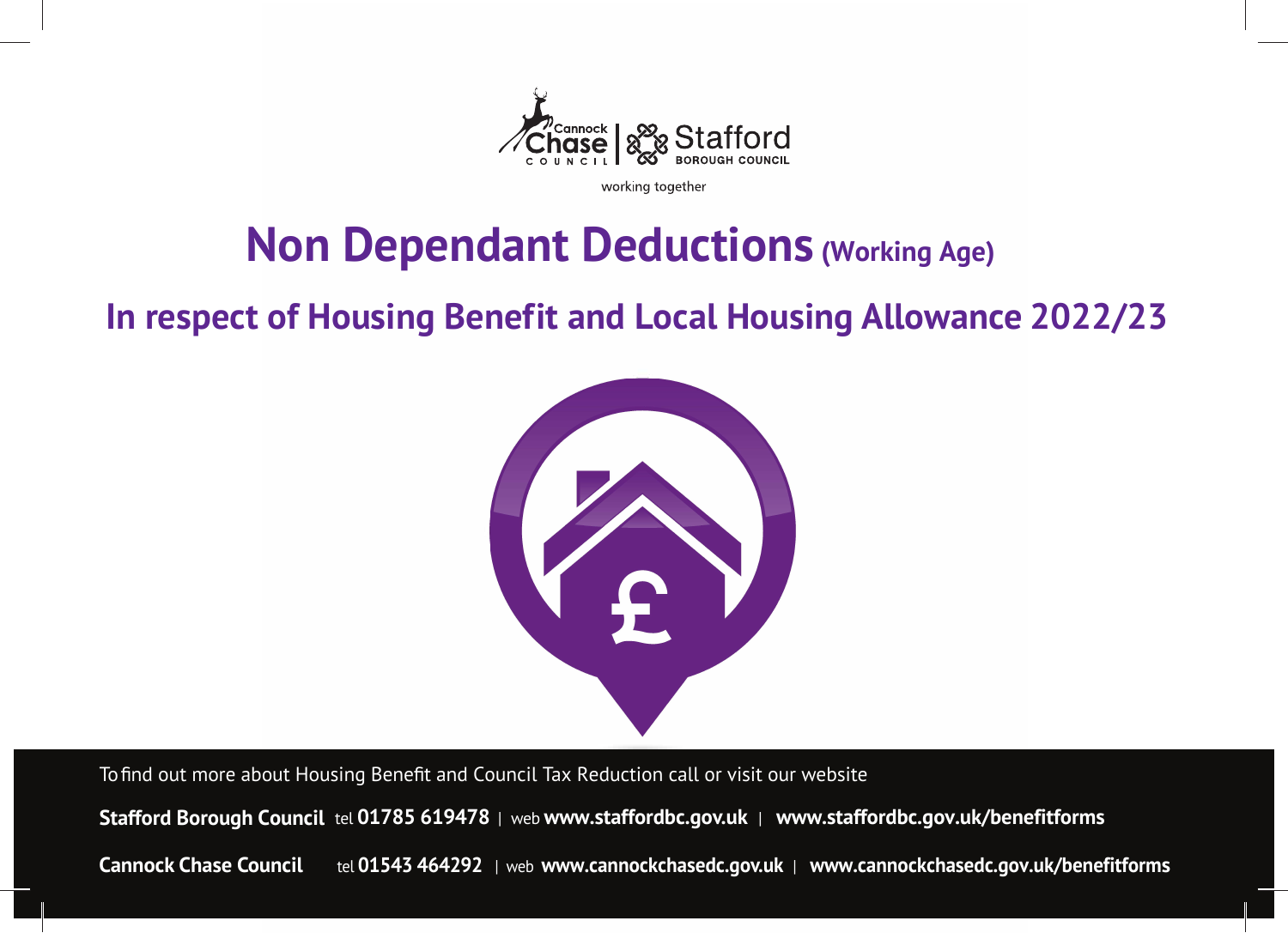Cannock Chase Council | Stafford Borough Council

working together

# Non Dependant Deductions (Working Age)

## In respect of Housing Benefit and Local Housing Allowance 2022/23

To find out more about Housing Benefit and Council Tax Reduction call or visit our website

**Stafford Borough Council** tel **01785 619478** | web **www.staffordbc.gov.uk** | **www.staffordbc.gov.uk/benefitforms**

**Cannock Chase Council** tel **01543 464292** | web **www.cannockchasedc.gov.uk** | **www.cannockchasedc.gov.uk/benefitforms**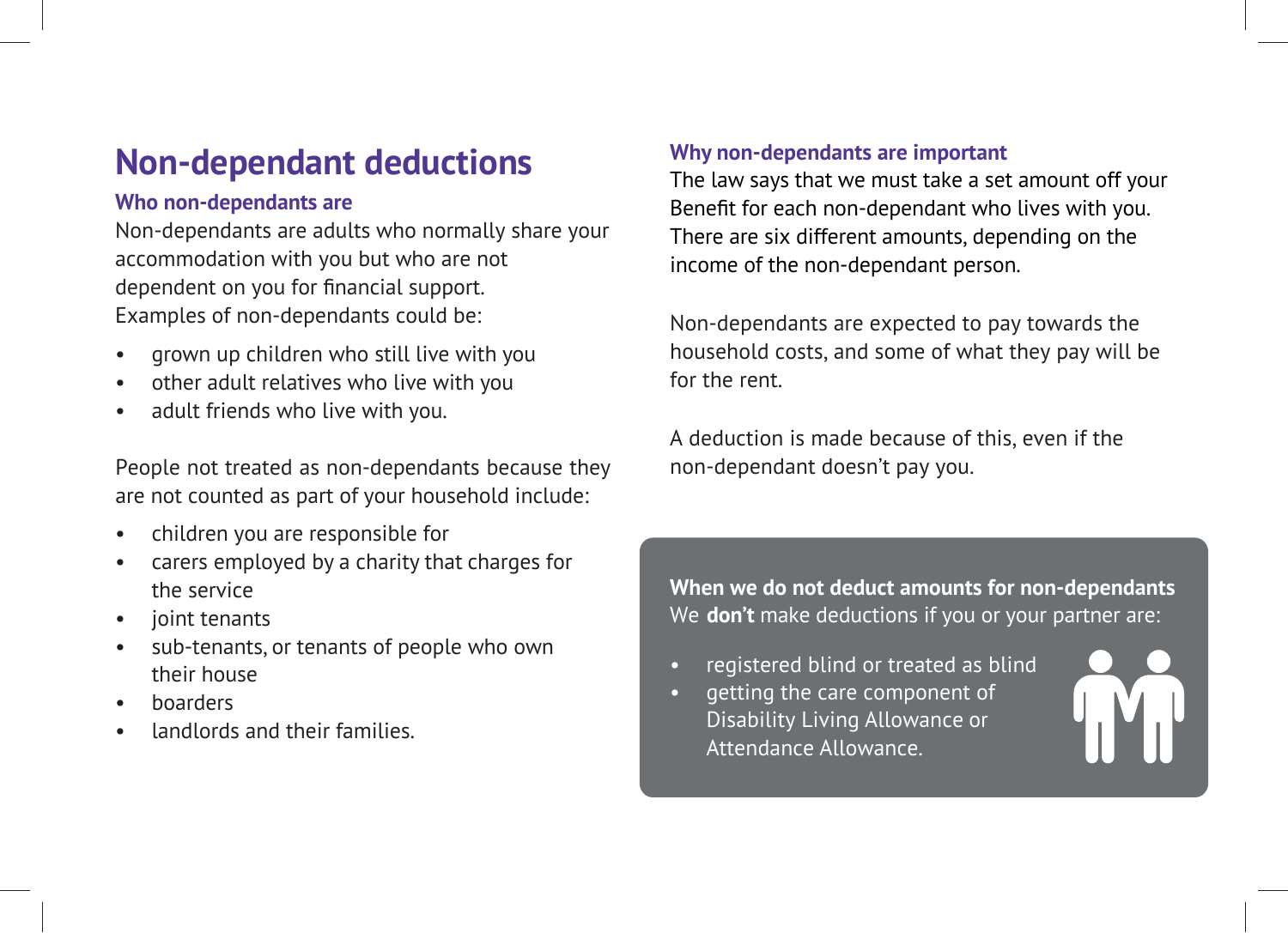# Non-dependant deductions

### Who non-dependants are

Non-dependants are adults who normally share your accommodation with you but who are not dependent on you for financial support. Examples of non-dependants could be:

- grown up children who still live with you
- other adult relatives who live with you
- adult friends who live with you.

People not treated as non-dependants because they are not counted as part of your household include:

- children you are responsible for
- carers employed by a charity that charges for the service
- joint tenants
- sub-tenants, or tenants of people who own their house
- boarders
- landlords and their families.

### Why non-dependants are important

The law says that we must take a set amount off your Benefit for each non-dependant who lives with you. There are six different amounts, depending on the income of the non-dependant person.

Non-dependants are expected to pay towards the household costs, and some of what they pay will be for the rent.

A deduction is made because of this, even if the non-dependant doesn't pay you.

**When we do not deduct amounts for non-dependants**

We **don't** make deductions if you or your partner are:

- registered blind or treated as blind
- getting the care component of Disability Living Allowance or Attendance Allowance.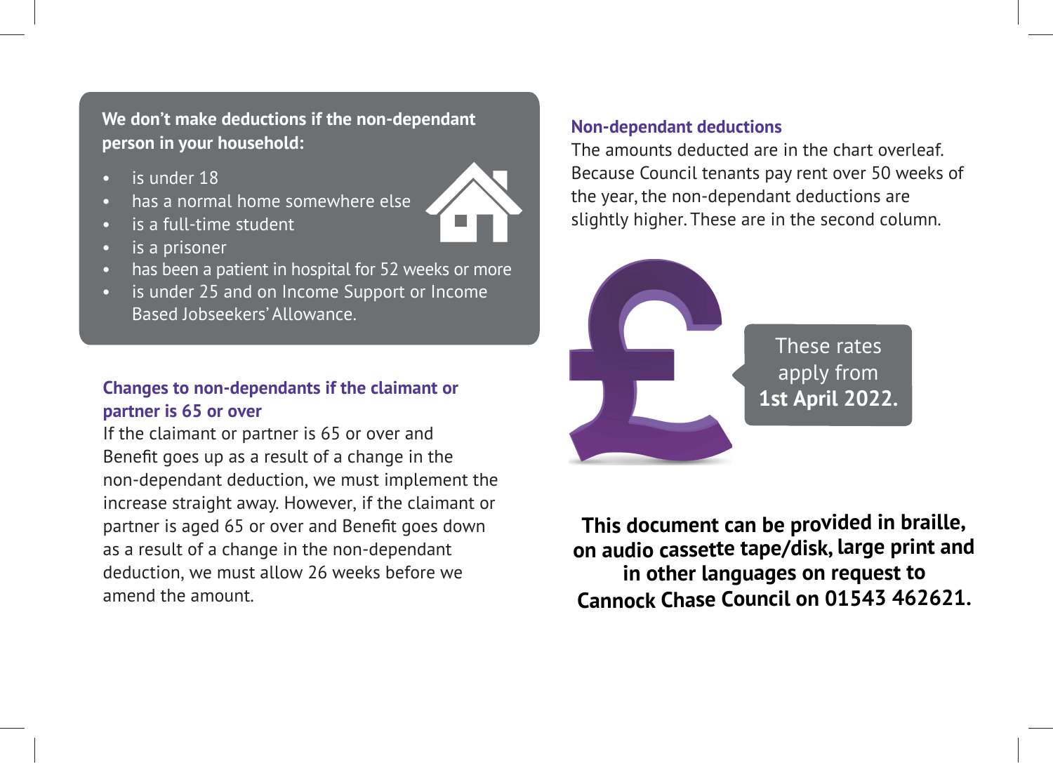**We don't make deductions if the non-dependant person in your household:**

- is under 18
- has a normal home somewhere else
- is a full-time student
- is a prisoner
- has been a patient in hospital for 52 weeks or more
- is under 25 and on Income Support or Income Based Jobseekers' Allowance.

### Changes to non-dependants if the claimant or partner is 65 or over

If the claimant or partner is 65 or over and Benefit goes up as a result of a change in the non-dependant deduction, we must implement the increase straight away. However, if the claimant or partner is aged 65 or over and Benefit goes down as a result of a change in the non-dependant deduction, we must allow 26 weeks before we amend the amount.

### Non-dependant deductions

The amounts deducted are in the chart overleaf. Because Council tenants pay rent over 50 weeks of the year, the non-dependant deductions are slightly higher. These are in the second column.

These rates apply from **1st April 2022.**

**This document can be provided in braille, on audio cassette tape/disk, large print and in other languages on request to Cannock Chase Council on 01543 462621.**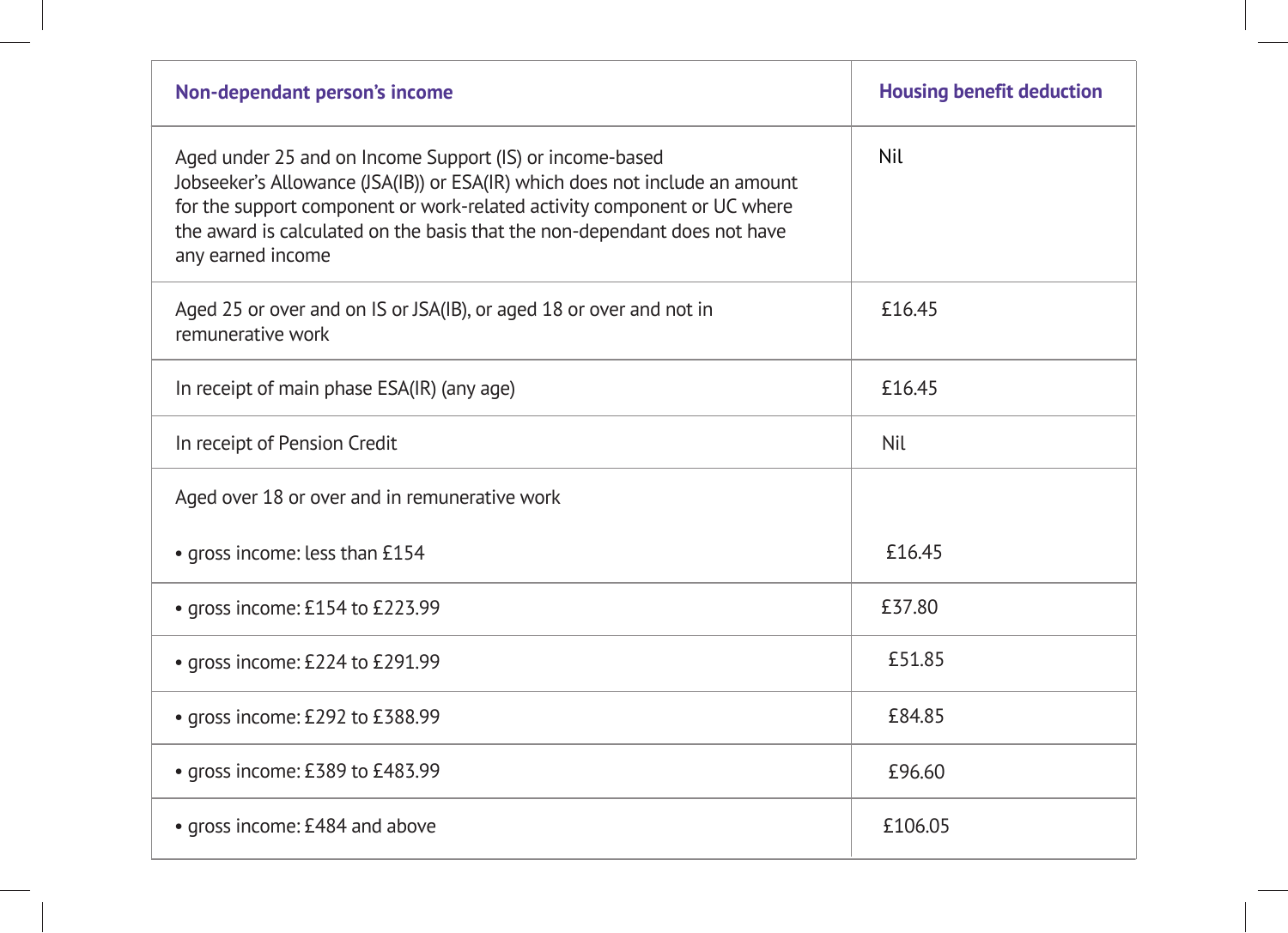| Non-dependant person's income | Housing benefit deduction |
|---|---|
| Aged under 25 and on Income Support (IS) or income-based Jobseeker's Allowance (JSA(IB)) or ESA(IR) which does not include an amount for the support component or work-related activity component or UC where the award is calculated on the basis that the non-dependant does not have any earned income | Nil |
| Aged 25 or over and on IS or JSA(IB), or aged 18 or over and not in remunerative work | £16.45 |
| In receipt of main phase ESA(IR) (any age) | £16.45 |
| In receipt of Pension Credit | Nil |
| Aged over 18 or over and in remunerative work | |
| • gross income: less than £154 | £16.45 |
| • gross income: £154 to £223.99 | £37.80 |
| • gross income: £224 to £291.99 | £51.85 |
| • gross income: £292 to £388.99 | £84.85 |
| • gross income: £389 to £483.99 | £96.60 |
| • gross income: £484 and above | £106.05 |